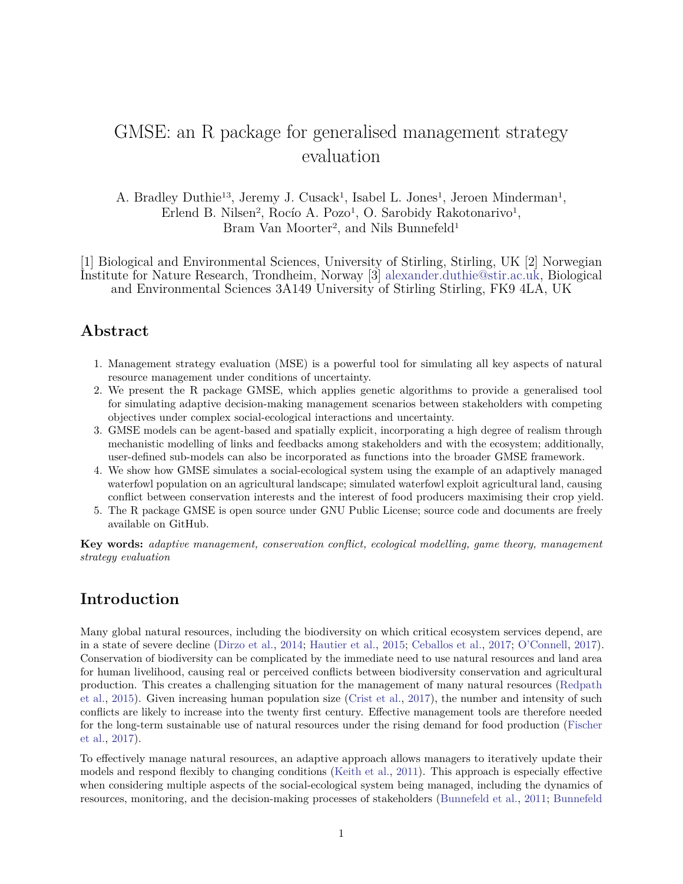# GMSE: an R package for generalised management strategy evaluation

A. Bradley Duthie[1,3], Jeremy J. Cusack[1], Isabel L. Jones[1], Jeroen Minderman[1], Erlend B. Nilsen[2], Rocío A. Pozo[1], O. Sarobidy Rakotonarivo[1], Bram Van Moorter[2], and Nils Bunnefeld[1]

[1] Biological and Environmental Sciences, University of Stirling, Stirling, UK [2] Norwegian Institute for Nature Research, Trondheim, Norway [3] alexander.duthie@stir.ac.uk, Biological and Environmental Sciences 3A149 University of Stirling Stirling, FK9 4LA, UK

## Abstract

1. Management strategy evaluation (MSE) is a powerful tool for simulating all key aspects of natural resource management under conditions of uncertainty.
2. We present the R package GMSE, which applies genetic algorithms to provide a generalised tool for simulating adaptive decision-making management scenarios between stakeholders with competing objectives under complex social-ecological interactions and uncertainty.
3. GMSE models can be agent-based and spatially explicit, incorporating a high degree of realism through mechanistic modelling of links and feedbacks among stakeholders and with the ecosystem; additionally, user-defined sub-models can also be incorporated as functions into the broader GMSE framework.
4. We show how GMSE simulates a social-ecological system using the example of an adaptively managed waterfowl population on an agricultural landscape; simulated waterfowl exploit agricultural land, causing conflict between conservation interests and the interest of food producers maximising their crop yield.
5. The R package GMSE is open source under GNU Public License; source code and documents are freely available on GitHub.

**Key words:** *adaptive management, conservation conflict, ecological modelling, game theory, management strategy evaluation*

## Introduction

Many global natural resources, including the biodiversity on which critical ecosystem services depend, are in a state of severe decline (Dirzo et al., 2014; Hautier et al., 2015; Ceballos et al., 2017; O'Connell, 2017). Conservation of biodiversity can be complicated by the immediate need to use natural resources and land area for human livelihood, causing real or perceived conflicts between biodiversity conservation and agricultural production. This creates a challenging situation for the management of many natural resources (Redpath et al., 2015). Given increasing human population size (Crist et al., 2017), the number and intensity of such conflicts are likely to increase into the twenty first century. Effective management tools are therefore needed for the long-term sustainable use of natural resources under the rising demand for food production (Fischer et al., 2017).

To effectively manage natural resources, an adaptive approach allows managers to iteratively update their models and respond flexibly to changing conditions (Keith et al., 2011). This approach is especially effective when considering multiple aspects of the social-ecological system being managed, including the dynamics of resources, monitoring, and the decision-making processes of stakeholders (Bunnefeld et al., 2011; Bunnefeld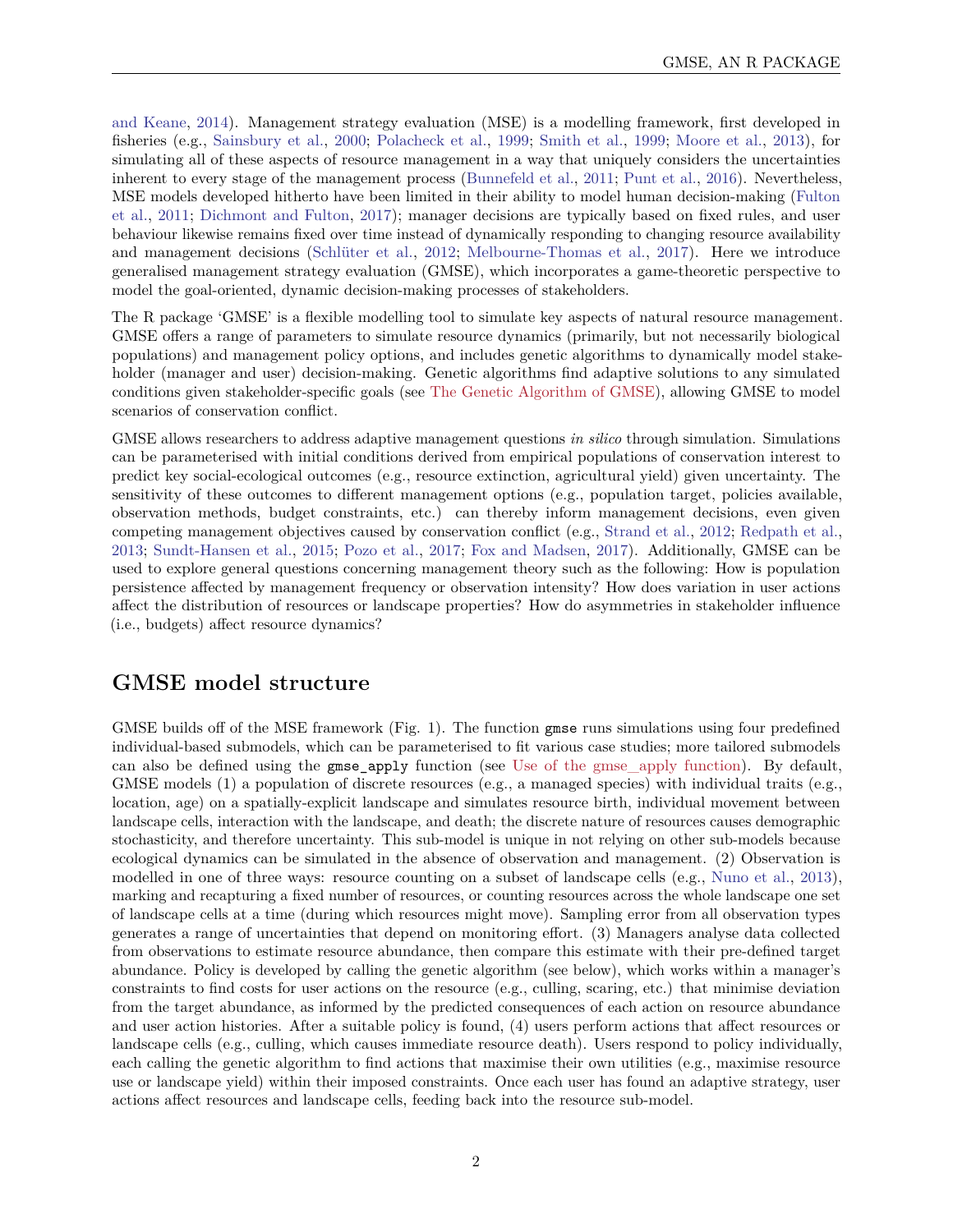and Keane, 2014). Management strategy evaluation (MSE) is a modelling framework, first developed in fisheries (e.g., Sainsbury et al., 2000; Polacheck et al., 1999; Smith et al., 1999; Moore et al., 2013), for simulating all of these aspects of resource management in a way that uniquely considers the uncertainties inherent to every stage of the management process (Bunnefeld et al., 2011; Punt et al., 2016). Nevertheless, MSE models developed hitherto have been limited in their ability to model human decision-making (Fulton et al., 2011; Dichmont and Fulton, 2017); manager decisions are typically based on fixed rules, and user behaviour likewise remains fixed over time instead of dynamically responding to changing resource availability and management decisions (Schlüter et al., 2012; Melbourne-Thomas et al., 2017). Here we introduce generalised management strategy evaluation (GMSE), which incorporates a game-theoretic perspective to model the goal-oriented, dynamic decision-making processes of stakeholders.

The R package 'GMSE' is a flexible modelling tool to simulate key aspects of natural resource management. GMSE offers a range of parameters to simulate resource dynamics (primarily, but not necessarily biological populations) and management policy options, and includes genetic algorithms to dynamically model stakeholder (manager and user) decision-making. Genetic algorithms find adaptive solutions to any simulated conditions given stakeholder-specific goals (see The Genetic Algorithm of GMSE), allowing GMSE to model scenarios of conservation conflict.

GMSE allows researchers to address adaptive management questions *in silico* through simulation. Simulations can be parameterised with initial conditions derived from empirical populations of conservation interest to predict key social-ecological outcomes (e.g., resource extinction, agricultural yield) given uncertainty. The sensitivity of these outcomes to different management options (e.g., population target, policies available, observation methods, budget constraints, etc.) can thereby inform management decisions, even given competing management objectives caused by conservation conflict (e.g., Strand et al., 2012; Redpath et al., 2013; Sundt-Hansen et al., 2015; Pozo et al., 2017; Fox and Madsen, 2017). Additionally, GMSE can be used to explore general questions concerning management theory such as the following: How is population persistence affected by management frequency or observation intensity? How does variation in user actions affect the distribution of resources or landscape properties? How do asymmetries in stakeholder influence (i.e., budgets) affect resource dynamics?

## GMSE model structure

GMSE builds off of the MSE framework (Fig. 1). The function `gmse` runs simulations using four predefined individual-based submodels, which can be parameterised to fit various case studies; more tailored submodels can also be defined using the `gmse_apply` function (see Use of the gmse_apply function). By default, GMSE models (1) a population of discrete resources (e.g., a managed species) with individual traits (e.g., location, age) on a spatially-explicit landscape and simulates resource birth, individual movement between landscape cells, interaction with the landscape, and death; the discrete nature of resources causes demographic stochasticity, and therefore uncertainty. This sub-model is unique in not relying on other sub-models because ecological dynamics can be simulated in the absence of observation and management. (2) Observation is modelled in one of three ways: resource counting on a subset of landscape cells (e.g., Nuno et al., 2013), marking and recapturing a fixed number of resources, or counting resources across the whole landscape one set of landscape cells at a time (during which resources might move). Sampling error from all observation types generates a range of uncertainties that depend on monitoring effort. (3) Managers analyse data collected from observations to estimate resource abundance, then compare this estimate with their pre-defined target abundance. Policy is developed by calling the genetic algorithm (see below), which works within a manager's constraints to find costs for user actions on the resource (e.g., culling, scaring, etc.) that minimise deviation from the target abundance, as informed by the predicted consequences of each action on resource abundance and user action histories. After a suitable policy is found, (4) users perform actions that affect resources or landscape cells (e.g., culling, which causes immediate resource death). Users respond to policy individually, each calling the genetic algorithm to find actions that maximise their own utilities (e.g., maximise resource use or landscape yield) within their imposed constraints. Once each user has found an adaptive strategy, user actions affect resources and landscape cells, feeding back into the resource sub-model.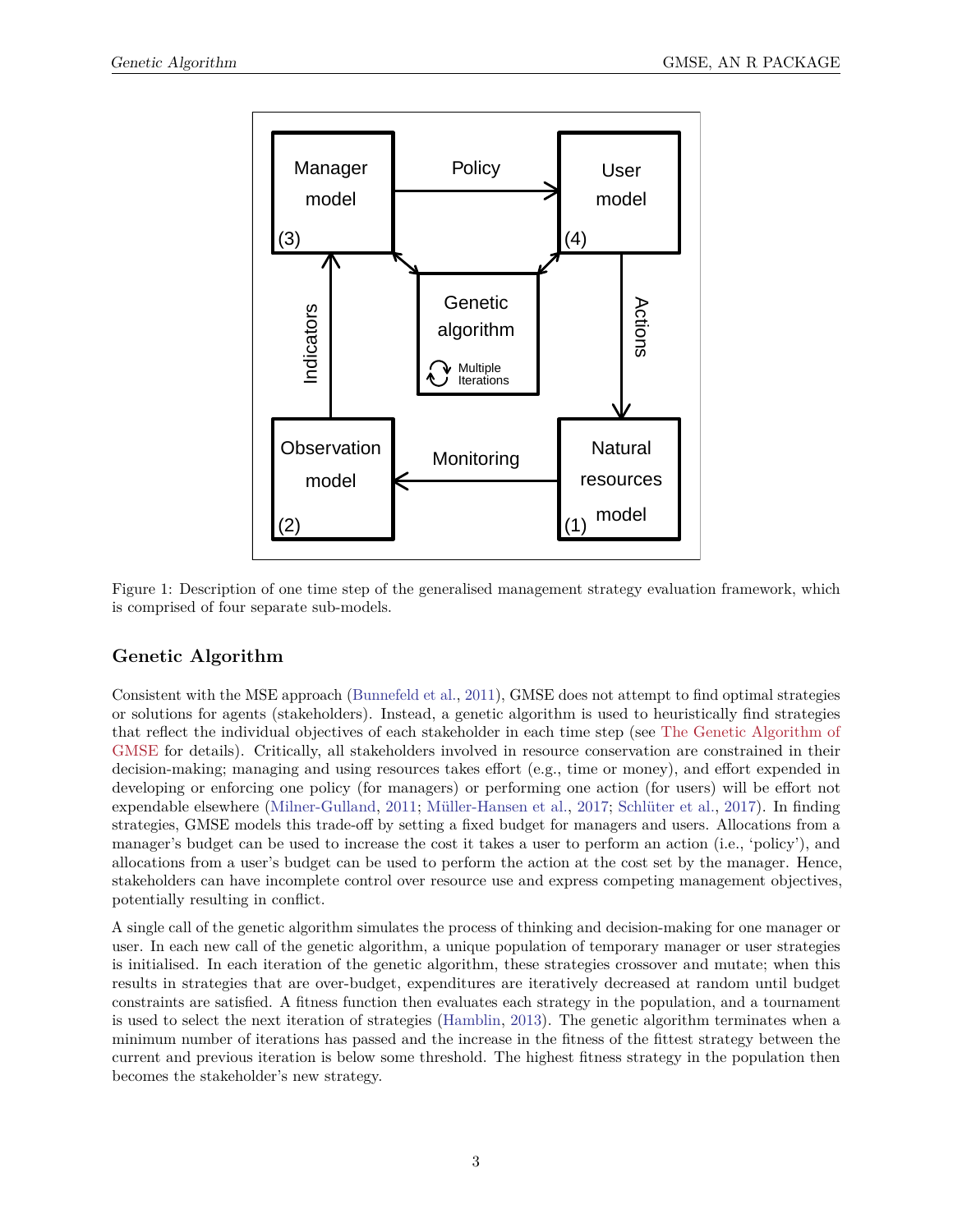Figure 1: Description of one time step of the generalised management strategy evaluation framework, which is comprised of four separate sub-models.

## Genetic Algorithm

Consistent with the MSE approach (Bunnefeld et al., 2011), GMSE does not attempt to find optimal strategies or solutions for agents (stakeholders). Instead, a genetic algorithm is used to heuristically find strategies that reflect the individual objectives of each stakeholder in each time step (see The Genetic Algorithm of GMSE for details). Critically, all stakeholders involved in resource conservation are constrained in their decision-making; managing and using resources takes effort (e.g., time or money), and effort expended in developing or enforcing one policy (for managers) or performing one action (for users) will be effort not expendable elsewhere (Milner-Gulland, 2011; Müller-Hansen et al., 2017; Schlüter et al., 2017). In finding strategies, GMSE models this trade-off by setting a fixed budget for managers and users. Allocations from a manager's budget can be used to increase the cost it takes a user to perform an action (i.e., 'policy'), and allocations from a user's budget can be used to perform the action at the cost set by the manager. Hence, stakeholders can have incomplete control over resource use and express competing management objectives, potentially resulting in conflict.

A single call of the genetic algorithm simulates the process of thinking and decision-making for one manager or user. In each new call of the genetic algorithm, a unique population of temporary manager or user strategies is initialised. In each iteration of the genetic algorithm, these strategies crossover and mutate; when this results in strategies that are over-budget, expenditures are iteratively decreased at random until budget constraints are satisfied. A fitness function then evaluates each strategy in the population, and a tournament is used to select the next iteration of strategies (Hamblin, 2013). The genetic algorithm terminates when a minimum number of iterations has passed and the increase in the fitness of the fittest strategy between the current and previous iteration is below some threshold. The highest fitness strategy in the population then becomes the stakeholder's new strategy.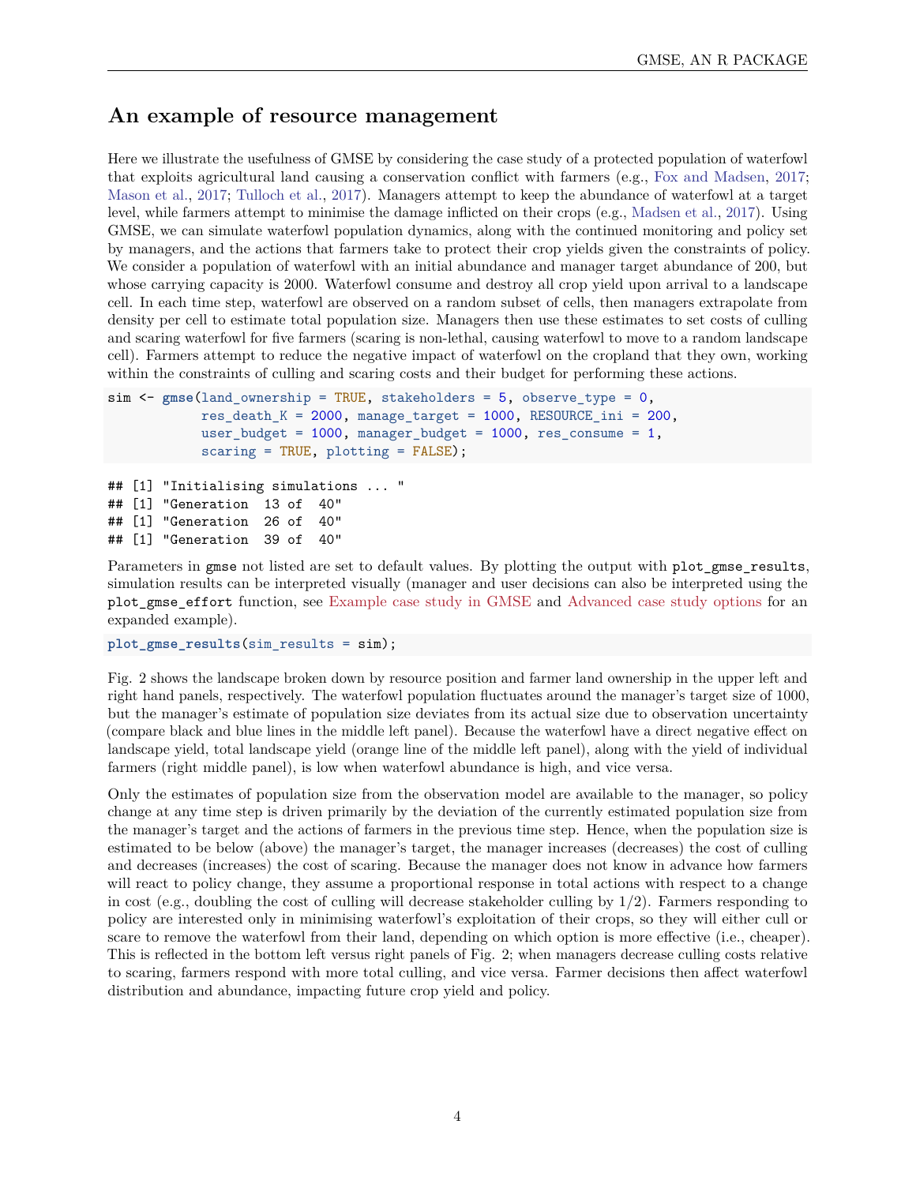## An example of resource management

Here we illustrate the usefulness of GMSE by considering the case study of a protected population of waterfowl that exploits agricultural land causing a conservation conflict with farmers (e.g., Fox and Madsen, 2017; Mason et al., 2017; Tulloch et al., 2017). Managers attempt to keep the abundance of waterfowl at a target level, while farmers attempt to minimise the damage inflicted on their crops (e.g., Madsen et al., 2017). Using GMSE, we can simulate waterfowl population dynamics, along with the continued monitoring and policy set by managers, and the actions that farmers take to protect their crop yields given the constraints of policy. We consider a population of waterfowl with an initial abundance and manager target abundance of 200, but whose carrying capacity is 2000. Waterfowl consume and destroy all crop yield upon arrival to a landscape cell. In each time step, waterfowl are observed on a random subset of cells, then managers extrapolate from density per cell to estimate total population size. Managers then use these estimates to set costs of culling and scaring waterfowl for five farmers (scaring is non-lethal, causing waterfowl to move to a random landscape cell). Farmers attempt to reduce the negative impact of waterfowl on the cropland that they own, working within the constraints of culling and scaring costs and their budget for performing these actions.

```
sim <- gmse(land_ownership = TRUE, stakeholders = 5, observe_type = 0,
            res_death_K = 2000, manage_target = 1000, RESOURCE_ini = 200,
            user_budget = 1000, manager_budget = 1000, res_consume = 1,
            scaring = TRUE, plotting = FALSE);
```

```
## [1] "Initialising simulations ... "
## [1] "Generation  13 of  40"
## [1] "Generation  26 of  40"
## [1] "Generation  39 of  40"
```

Parameters in `gmse` not listed are set to default values. By plotting the output with `plot_gmse_results`, simulation results can be interpreted visually (manager and user decisions can also be interpreted using the `plot_gmse_effort` function, see Example case study in GMSE and Advanced case study options for an expanded example).

```
plot_gmse_results(sim_results = sim);
```

Fig. 2 shows the landscape broken down by resource position and farmer land ownership in the upper left and right hand panels, respectively. The waterfowl population fluctuates around the manager's target size of 1000, but the manager's estimate of population size deviates from its actual size due to observation uncertainty (compare black and blue lines in the middle left panel). Because the waterfowl have a direct negative effect on landscape yield, total landscape yield (orange line of the middle left panel), along with the yield of individual farmers (right middle panel), is low when waterfowl abundance is high, and vice versa.

Only the estimates of population size from the observation model are available to the manager, so policy change at any time step is driven primarily by the deviation of the currently estimated population size from the manager's target and the actions of farmers in the previous time step. Hence, when the population size is estimated to be below (above) the manager's target, the manager increases (decreases) the cost of culling and decreases (increases) the cost of scaring. Because the manager does not know in advance how farmers will react to policy change, they assume a proportional response in total actions with respect to a change in cost (e.g., doubling the cost of culling will decrease stakeholder culling by 1/2). Farmers responding to policy are interested only in minimising waterfowl's exploitation of their crops, so they will either cull or scare to remove the waterfowl from their land, depending on which option is more effective (i.e., cheaper). This is reflected in the bottom left versus right panels of Fig. 2; when managers decrease culling costs relative to scaring, farmers respond with more total culling, and vice versa. Farmer decisions then affect waterfowl distribution and abundance, impacting future crop yield and policy.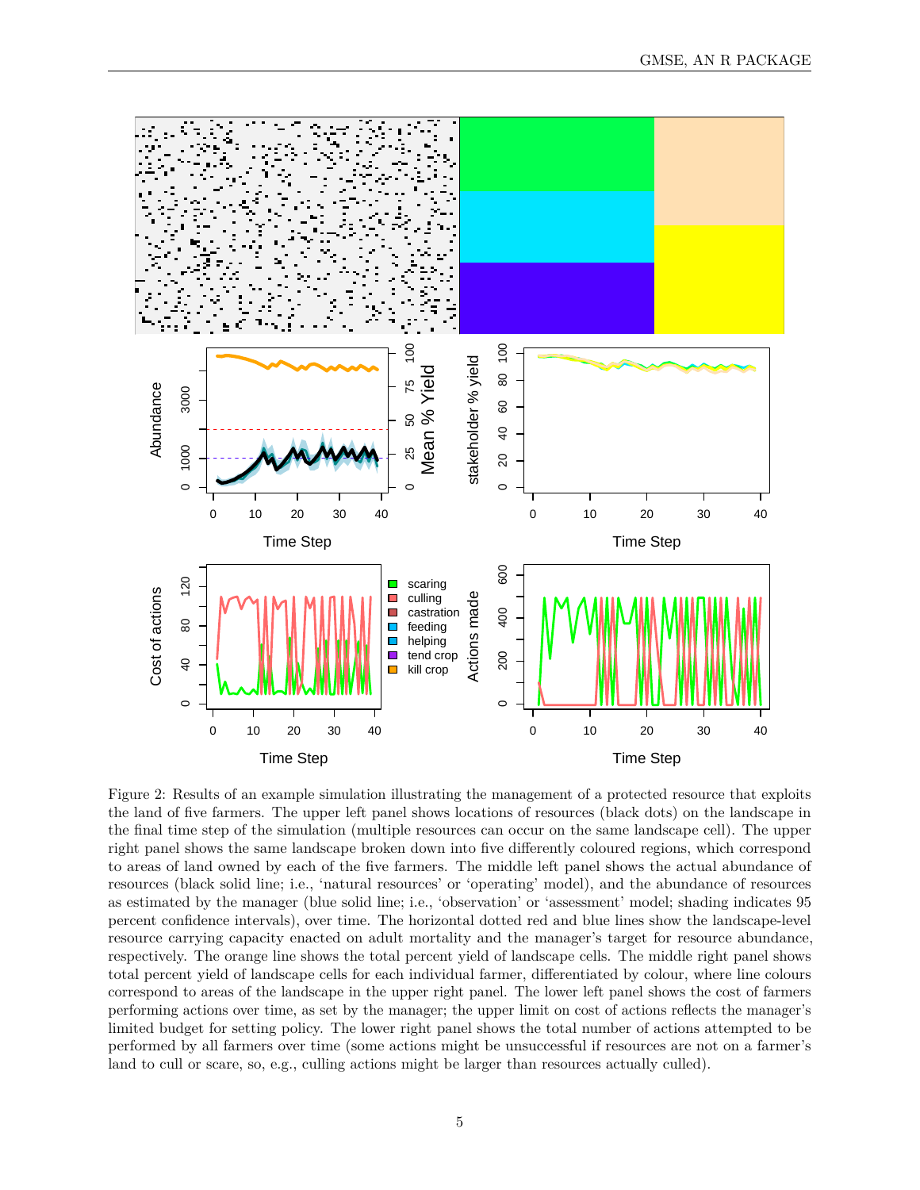Figure 2: Results of an example simulation illustrating the management of a protected resource that exploits the land of five farmers. The upper left panel shows locations of resources (black dots) on the landscape in the final time step of the simulation (multiple resources can occur on the same landscape cell). The upper right panel shows the same landscape broken down into five differently coloured regions, which correspond to areas of land owned by each of the five farmers. The middle left panel shows the actual abundance of resources (black solid line; i.e., 'natural resources' or 'operating' model), and the abundance of resources as estimated by the manager (blue solid line; i.e., 'observation' or 'assessment' model; shading indicates 95 percent confidence intervals), over time. The horizontal dotted red and blue lines show the landscape-level resource carrying capacity enacted on adult mortality and the manager's target for resource abundance, respectively. The orange line shows the total percent yield of landscape cells. The middle right panel shows total percent yield of landscape cells for each individual farmer, differentiated by colour, where line colours correspond to areas of the landscape in the upper right panel. The lower left panel shows the cost of farmers performing actions over time, as set by the manager; the upper limit on cost of actions reflects the manager's limited budget for setting policy. The lower right panel shows the total number of actions attempted to be performed by all farmers over time (some actions might be unsuccessful if resources are not on a farmer's land to cull or scare, so, e.g., culling actions might be larger than resources actually culled).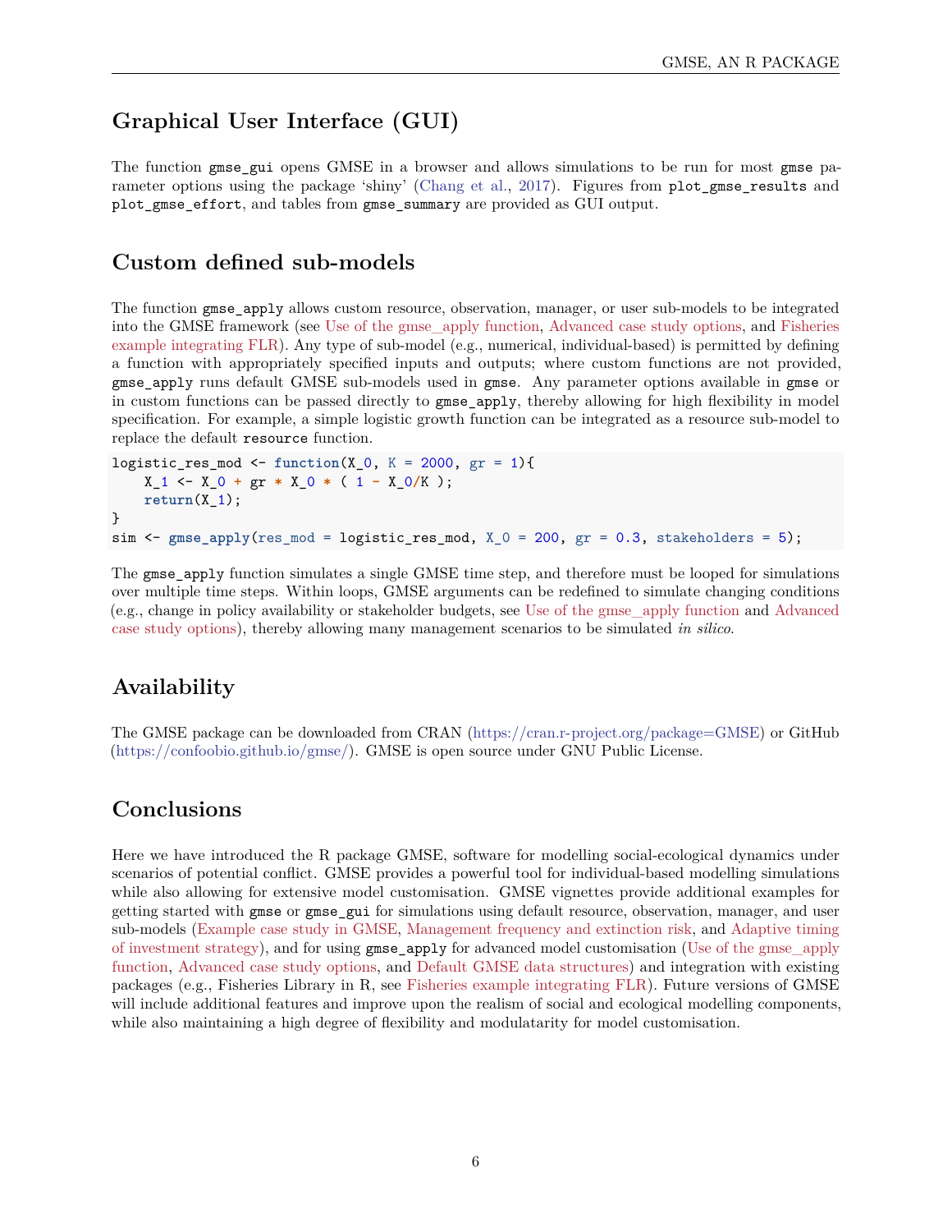## Graphical User Interface (GUI)

The function `gmse_gui` opens GMSE in a browser and allows simulations to be run for most `gmse` parameter options using the package 'shiny' (Chang et al., 2017). Figures from `plot_gmse_results` and `plot_gmse_effort`, and tables from `gmse_summary` are provided as GUI output.

## Custom defined sub-models

The function `gmse_apply` allows custom resource, observation, manager, or user sub-models to be integrated into the GMSE framework (see Use of the gmse_apply function, Advanced case study options, and Fisheries example integrating FLR). Any type of sub-model (e.g., numerical, individual-based) is permitted by defining a function with appropriately specified inputs and outputs; where custom functions are not provided, `gmse_apply` runs default GMSE sub-models used in `gmse`. Any parameter options available in `gmse` or in custom functions can be passed directly to `gmse_apply`, thereby allowing for high flexibility in model specification. For example, a simple logistic growth function can be integrated as a resource sub-model to replace the default `resource` function.

```
logistic_res_mod <- function(X_0, K = 2000, gr = 1){
    X_1 <- X_0 + gr * X_0 * ( 1 - X_0/K );
    return(X_1);
}
sim <- gmse_apply(res_mod = logistic_res_mod, X_0 = 200, gr = 0.3, stakeholders = 5);
```

The `gmse_apply` function simulates a single GMSE time step, and therefore must be looped for simulations over multiple time steps. Within loops, GMSE arguments can be redefined to simulate changing conditions (e.g., change in policy availability or stakeholder budgets, see Use of the gmse_apply function and Advanced case study options), thereby allowing many management scenarios to be simulated *in silico*.

## Availability

The GMSE package can be downloaded from CRAN (https://cran.r-project.org/package=GMSE) or GitHub (https://confoobio.github.io/gmse/). GMSE is open source under GNU Public License.

## Conclusions

Here we have introduced the R package GMSE, software for modelling social-ecological dynamics under scenarios of potential conflict. GMSE provides a powerful tool for individual-based modelling simulations while also allowing for extensive model customisation. GMSE vignettes provide additional examples for getting started with `gmse` or `gmse_gui` for simulations using default resource, observation, manager, and user sub-models (Example case study in GMSE, Management frequency and extinction risk, and Adaptive timing of investment strategy), and for using `gmse_apply` for advanced model customisation (Use of the gmse_apply function, Advanced case study options, and Default GMSE data structures) and integration with existing packages (e.g., Fisheries Library in R, see Fisheries example integrating FLR). Future versions of GMSE will include additional features and improve upon the realism of social and ecological modelling components, while also maintaining a high degree of flexibility and modulatarity for model customisation.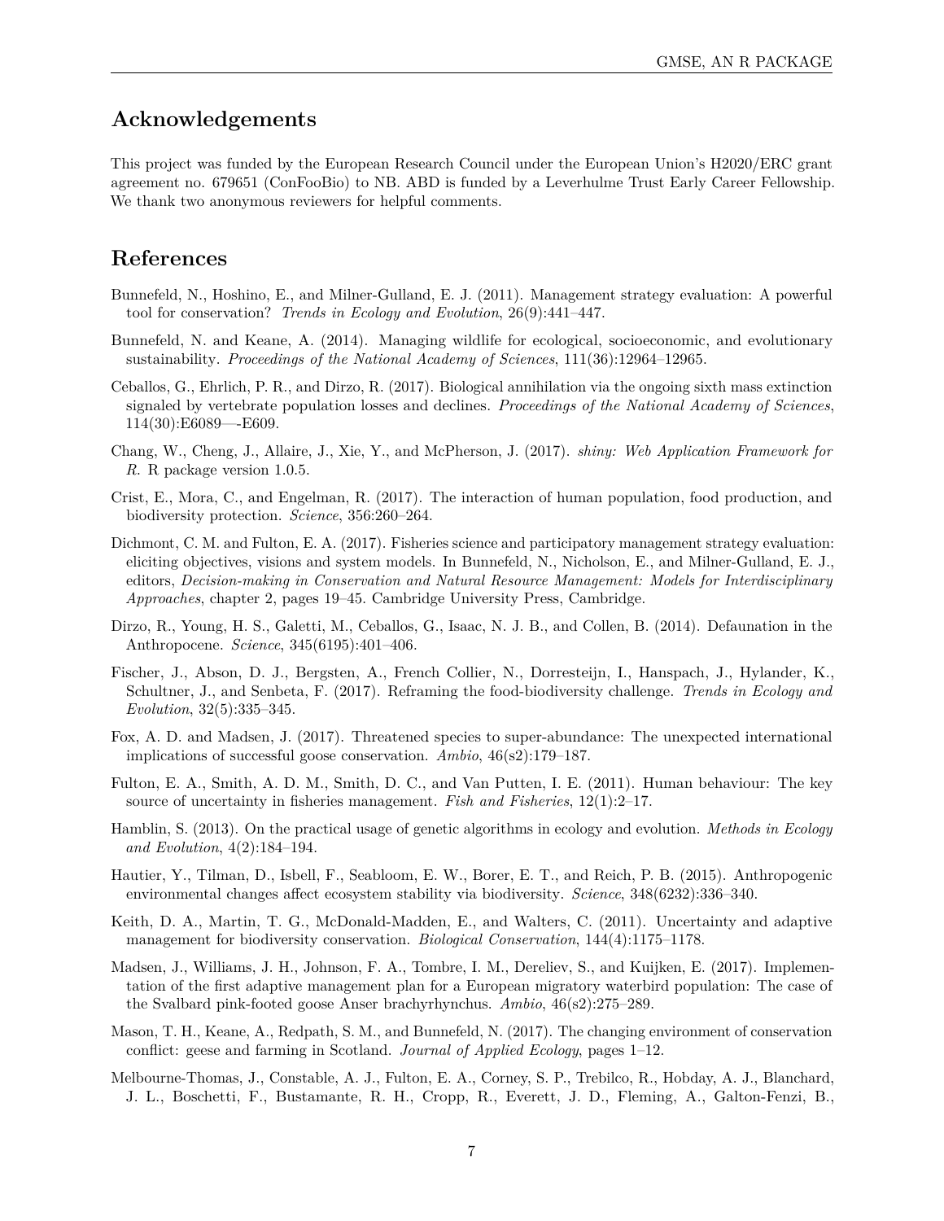## Acknowledgements

This project was funded by the European Research Council under the European Union's H2020/ERC grant agreement no. 679651 (ConFooBio) to NB. ABD is funded by a Leverhulme Trust Early Career Fellowship. We thank two anonymous reviewers for helpful comments.

## References

Bunnefeld, N., Hoshino, E., and Milner-Gulland, E. J. (2011). Management strategy evaluation: A powerful tool for conservation? *Trends in Ecology and Evolution*, 26(9):441–447.

Bunnefeld, N. and Keane, A. (2014). Managing wildlife for ecological, socioeconomic, and evolutionary sustainability. *Proceedings of the National Academy of Sciences*, 111(36):12964–12965.

Ceballos, G., Ehrlich, P. R., and Dirzo, R. (2017). Biological annihilation via the ongoing sixth mass extinction signaled by vertebrate population losses and declines. *Proceedings of the National Academy of Sciences*, 114(30):E6089—-E609.

Chang, W., Cheng, J., Allaire, J., Xie, Y., and McPherson, J. (2017). *shiny: Web Application Framework for R.* R package version 1.0.5.

Crist, E., Mora, C., and Engelman, R. (2017). The interaction of human population, food production, and biodiversity protection. *Science*, 356:260–264.

Dichmont, C. M. and Fulton, E. A. (2017). Fisheries science and participatory management strategy evaluation: eliciting objectives, visions and system models. In Bunnefeld, N., Nicholson, E., and Milner-Gulland, E. J., editors, *Decision-making in Conservation and Natural Resource Management: Models for Interdisciplinary Approaches*, chapter 2, pages 19–45. Cambridge University Press, Cambridge.

Dirzo, R., Young, H. S., Galetti, M., Ceballos, G., Isaac, N. J. B., and Collen, B. (2014). Defaunation in the Anthropocene. *Science*, 345(6195):401–406.

Fischer, J., Abson, D. J., Bergsten, A., French Collier, N., Dorresteijn, I., Hanspach, J., Hylander, K., Schultner, J., and Senbeta, F. (2017). Reframing the food-biodiversity challenge. *Trends in Ecology and Evolution*, 32(5):335–345.

Fox, A. D. and Madsen, J. (2017). Threatened species to super-abundance: The unexpected international implications of successful goose conservation. *Ambio*, 46(s2):179–187.

Fulton, E. A., Smith, A. D. M., Smith, D. C., and Van Putten, I. E. (2011). Human behaviour: The key source of uncertainty in fisheries management. *Fish and Fisheries*, 12(1):2–17.

Hamblin, S. (2013). On the practical usage of genetic algorithms in ecology and evolution. *Methods in Ecology and Evolution*, 4(2):184–194.

Hautier, Y., Tilman, D., Isbell, F., Seabloom, E. W., Borer, E. T., and Reich, P. B. (2015). Anthropogenic environmental changes affect ecosystem stability via biodiversity. *Science*, 348(6232):336–340.

Keith, D. A., Martin, T. G., McDonald-Madden, E., and Walters, C. (2011). Uncertainty and adaptive management for biodiversity conservation. *Biological Conservation*, 144(4):1175–1178.

Madsen, J., Williams, J. H., Johnson, F. A., Tombre, I. M., Dereliev, S., and Kuijken, E. (2017). Implementation of the first adaptive management plan for a European migratory waterbird population: The case of the Svalbard pink-footed goose Anser brachyrhynchus. *Ambio*, 46(s2):275–289.

Mason, T. H., Keane, A., Redpath, S. M., and Bunnefeld, N. (2017). The changing environment of conservation conflict: geese and farming in Scotland. *Journal of Applied Ecology*, pages 1–12.

Melbourne-Thomas, J., Constable, A. J., Fulton, E. A., Corney, S. P., Trebilco, R., Hobday, A. J., Blanchard, J. L., Boschetti, F., Bustamante, R. H., Cropp, R., Everett, J. D., Fleming, A., Galton-Fenzi, B.,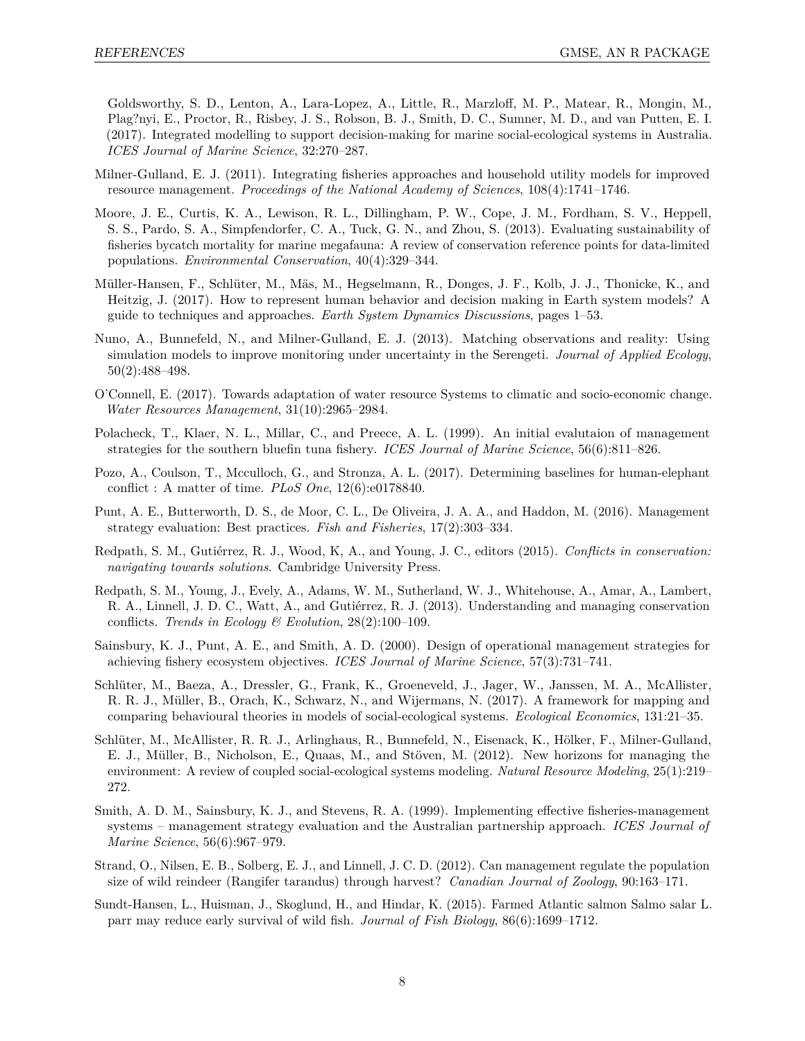Goldsworthy, S. D., Lenton, A., Lara-Lopez, A., Little, R., Marzloff, M. P., Matear, R., Mongin, M., Plag?nyi, E., Proctor, R., Risbey, J. S., Robson, B. J., Smith, D. C., Sumner, M. D., and van Putten, E. I. (2017). Integrated modelling to support decision-making for marine social-ecological systems in Australia. *ICES Journal of Marine Science*, 32:270–287.

Milner-Gulland, E. J. (2011). Integrating fisheries approaches and household utility models for improved resource management. *Proceedings of the National Academy of Sciences*, 108(4):1741–1746.

Moore, J. E., Curtis, K. A., Lewison, R. L., Dillingham, P. W., Cope, J. M., Fordham, S. V., Heppell, S. S., Pardo, S. A., Simpfendorfer, C. A., Tuck, G. N., and Zhou, S. (2013). Evaluating sustainability of fisheries bycatch mortality for marine megafauna: A review of conservation reference points for data-limited populations. *Environmental Conservation*, 40(4):329–344.

Müller-Hansen, F., Schlüter, M., Mäs, M., Hegselmann, R., Donges, J. F., Kolb, J. J., Thonicke, K., and Heitzig, J. (2017). How to represent human behavior and decision making in Earth system models? A guide to techniques and approaches. *Earth System Dynamics Discussions*, pages 1–53.

Nuno, A., Bunnefeld, N., and Milner-Gulland, E. J. (2013). Matching observations and reality: Using simulation models to improve monitoring under uncertainty in the Serengeti. *Journal of Applied Ecology*, 50(2):488–498.

O'Connell, E. (2017). Towards adaptation of water resource Systems to climatic and socio-economic change. *Water Resources Management*, 31(10):2965–2984.

Polacheck, T., Klaer, N. L., Millar, C., and Preece, A. L. (1999). An initial evalutaion of management strategies for the southern bluefin tuna fishery. *ICES Journal of Marine Science*, 56(6):811–826.

Pozo, A., Coulson, T., Mcculloch, G., and Stronza, A. L. (2017). Determining baselines for human-elephant conflict : A matter of time. *PLoS One*, 12(6):e0178840.

Punt, A. E., Butterworth, D. S., de Moor, C. L., De Oliveira, J. A. A., and Haddon, M. (2016). Management strategy evaluation: Best practices. *Fish and Fisheries*, 17(2):303–334.

Redpath, S. M., Gutiérrez, R. J., Wood, K, A., and Young, J. C., editors (2015). *Conflicts in conservation: navigating towards solutions*. Cambridge University Press.

Redpath, S. M., Young, J., Evely, A., Adams, W. M., Sutherland, W. J., Whitehouse, A., Amar, A., Lambert, R. A., Linnell, J. D. C., Watt, A., and Gutiérrez, R. J. (2013). Understanding and managing conservation conflicts. *Trends in Ecology & Evolution*, 28(2):100–109.

Sainsbury, K. J., Punt, A. E., and Smith, A. D. (2000). Design of operational management strategies for achieving fishery ecosystem objectives. *ICES Journal of Marine Science*, 57(3):731–741.

Schlüter, M., Baeza, A., Dressler, G., Frank, K., Groeneveld, J., Jager, W., Janssen, M. A., McAllister, R. R. J., Müller, B., Orach, K., Schwarz, N., and Wijermans, N. (2017). A framework for mapping and comparing behavioural theories in models of social-ecological systems. *Ecological Economics*, 131:21–35.

Schlüter, M., McAllister, R. R. J., Arlinghaus, R., Bunnefeld, N., Eisenack, K., Hölker, F., Milner-Gulland, E. J., Müller, B., Nicholson, E., Quaas, M., and Stöven, M. (2012). New horizons for managing the environment: A review of coupled social-ecological systems modeling. *Natural Resource Modeling*, 25(1):219–272.

Smith, A. D. M., Sainsbury, K. J., and Stevens, R. A. (1999). Implementing effective fisheries-management systems – management strategy evaluation and the Australian partnership approach. *ICES Journal of Marine Science*, 56(6):967–979.

Strand, O., Nilsen, E. B., Solberg, E. J., and Linnell, J. C. D. (2012). Can management regulate the population size of wild reindeer (Rangifer tarandus) through harvest? *Canadian Journal of Zoology*, 90:163–171.

Sundt-Hansen, L., Huisman, J., Skoglund, H., and Hindar, K. (2015). Farmed Atlantic salmon Salmo salar L. parr may reduce early survival of wild fish. *Journal of Fish Biology*, 86(6):1699–1712.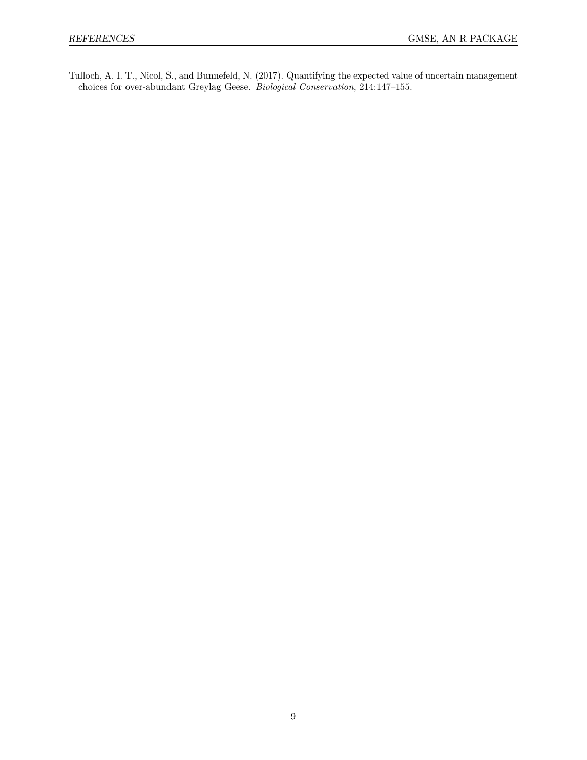Tulloch, A. I. T., Nicol, S., and Bunnefeld, N. (2017). Quantifying the expected value of uncertain management choices for over-abundant Greylag Geese. *Biological Conservation*, 214:147–155.